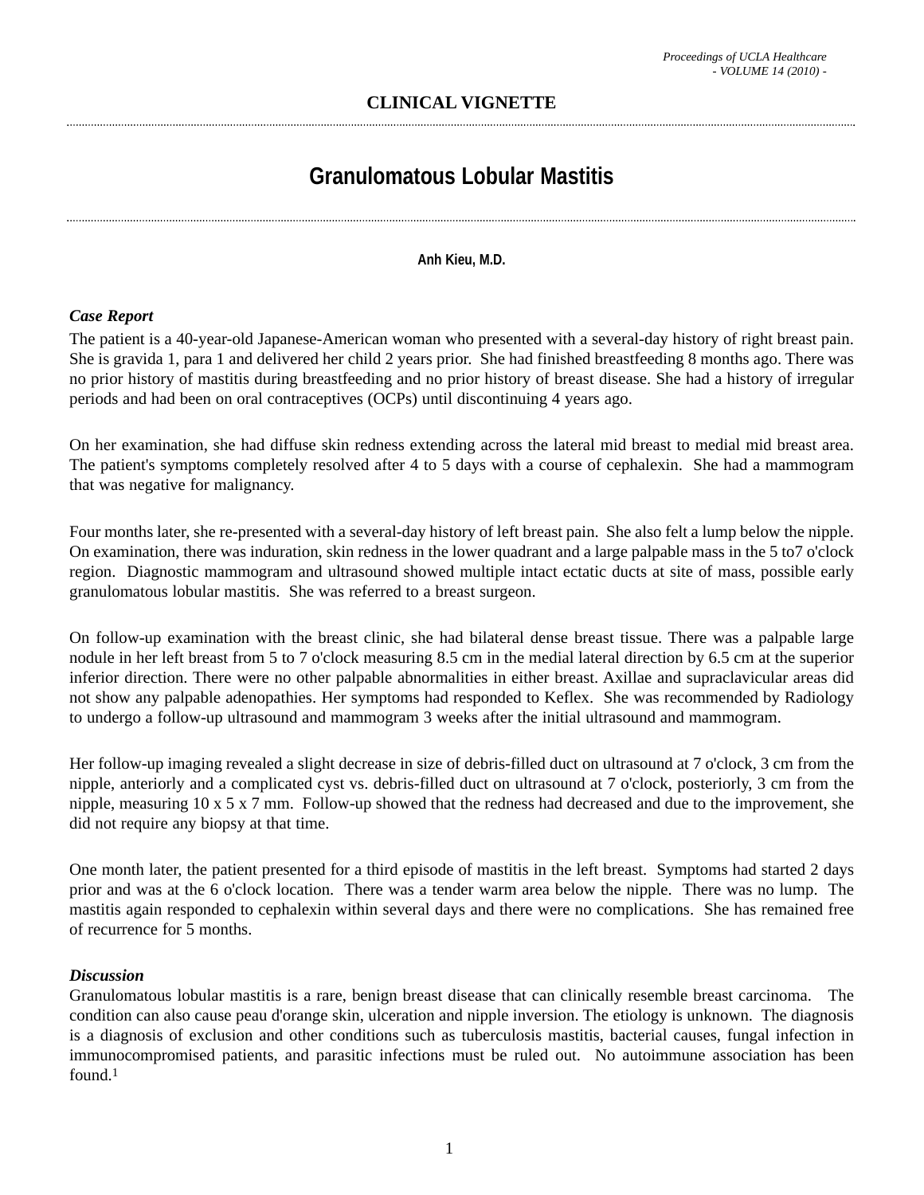**CLINICAL VIGNETTE**

# Granulomatous Lobular Mastitis

**Anh Kieu, M.D.**

***Case Report***

The patient is a 40-year-old Japanese-American woman who presented with a several-day history of right breast pain. She is gravida 1, para 1 and delivered her child 2 years prior. She had finished breastfeeding 8 months ago. There was no prior history of mastitis during breastfeeding and no prior history of breast disease. She had a history of irregular periods and had been on oral contraceptives (OCPs) until discontinuing 4 years ago.

On her examination, she had diffuse skin redness extending across the lateral mid breast to medial mid breast area. The patient's symptoms completely resolved after 4 to 5 days with a course of cephalexin. She had a mammogram that was negative for malignancy.

Four months later, she re-presented with a several-day history of left breast pain. She also felt a lump below the nipple. On examination, there was induration, skin redness in the lower quadrant and a large palpable mass in the 5 to7 o'clock region. Diagnostic mammogram and ultrasound showed multiple intact ectatic ducts at site of mass, possible early granulomatous lobular mastitis. She was referred to a breast surgeon.

On follow-up examination with the breast clinic, she had bilateral dense breast tissue. There was a palpable large nodule in her left breast from 5 to 7 o'clock measuring 8.5 cm in the medial lateral direction by 6.5 cm at the superior inferior direction. There were no other palpable abnormalities in either breast. Axillae and supraclavicular areas did not show any palpable adenopathies. Her symptoms had responded to Keflex. She was recommended by Radiology to undergo a follow-up ultrasound and mammogram 3 weeks after the initial ultrasound and mammogram.

Her follow-up imaging revealed a slight decrease in size of debris-filled duct on ultrasound at 7 o'clock, 3 cm from the nipple, anteriorly and a complicated cyst vs. debris-filled duct on ultrasound at 7 o'clock, posteriorly, 3 cm from the nipple, measuring 10 x 5 x 7 mm. Follow-up showed that the redness had decreased and due to the improvement, she did not require any biopsy at that time.

One month later, the patient presented for a third episode of mastitis in the left breast. Symptoms had started 2 days prior and was at the 6 o'clock location. There was a tender warm area below the nipple. There was no lump. The mastitis again responded to cephalexin within several days and there were no complications. She has remained free of recurrence for 5 months.

***Discussion***

Granulomatous lobular mastitis is a rare, benign breast disease that can clinically resemble breast carcinoma. The condition can also cause peau d'orange skin, ulceration and nipple inversion. The etiology is unknown. The diagnosis is a diagnosis of exclusion and other conditions such as tuberculosis mastitis, bacterial causes, fungal infection in immunocompromised patients, and parasitic infections must be ruled out. No autoimmune association has been found.[1]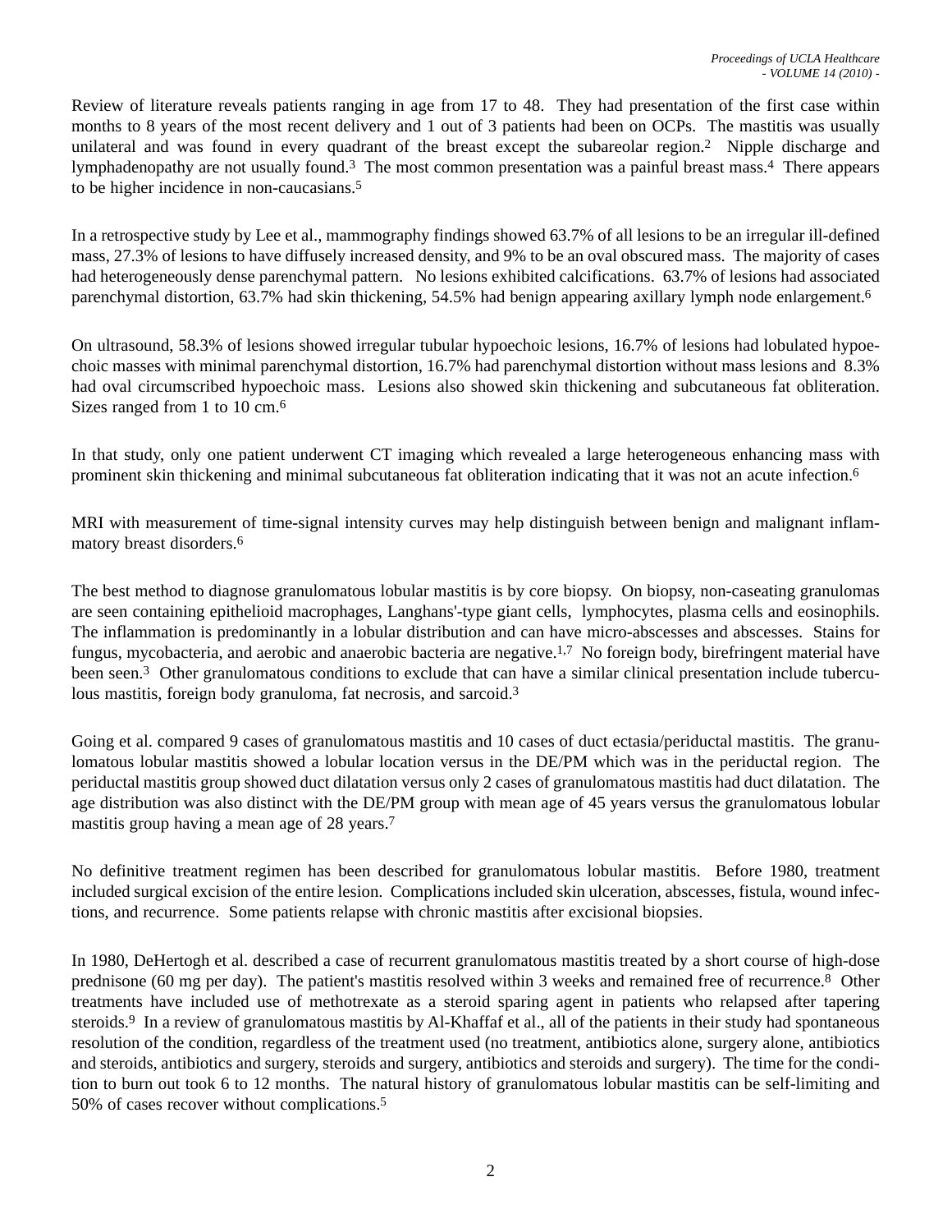Review of literature reveals patients ranging in age from 17 to 48. They had presentation of the first case within months to 8 years of the most recent delivery and 1 out of 3 patients had been on OCPs. The mastitis was usually unilateral and was found in every quadrant of the breast except the subareolar region.[2] Nipple discharge and lymphadenopathy are not usually found.[3] The most common presentation was a painful breast mass.[4] There appears to be higher incidence in non-caucasians.[5]

In a retrospective study by Lee et al., mammography findings showed 63.7% of all lesions to be an irregular ill-defined mass, 27.3% of lesions to have diffusely increased density, and 9% to be an oval obscured mass. The majority of cases had heterogeneously dense parenchymal pattern. No lesions exhibited calcifications. 63.7% of lesions had associated parenchymal distortion, 63.7% had skin thickening, 54.5% had benign appearing axillary lymph node enlargement.[6]

On ultrasound, 58.3% of lesions showed irregular tubular hypoechoic lesions, 16.7% of lesions had lobulated hypoechoic masses with minimal parenchymal distortion, 16.7% had parenchymal distortion without mass lesions and 8.3% had oval circumscribed hypoechoic mass. Lesions also showed skin thickening and subcutaneous fat obliteration. Sizes ranged from 1 to 10 cm.[6]

In that study, only one patient underwent CT imaging which revealed a large heterogeneous enhancing mass with prominent skin thickening and minimal subcutaneous fat obliteration indicating that it was not an acute infection.[6]

MRI with measurement of time-signal intensity curves may help distinguish between benign and malignant inflammatory breast disorders.[6]

The best method to diagnose granulomatous lobular mastitis is by core biopsy. On biopsy, non-caseating granulomas are seen containing epithelioid macrophages, Langhans'-type giant cells, lymphocytes, plasma cells and eosinophils. The inflammation is predominantly in a lobular distribution and can have micro-abscesses and abscesses. Stains for fungus, mycobacteria, and aerobic and anaerobic bacteria are negative.[1,7] No foreign body, birefringent material have been seen.[3] Other granulomatous conditions to exclude that can have a similar clinical presentation include tuberculous mastitis, foreign body granuloma, fat necrosis, and sarcoid.[3]

Going et al. compared 9 cases of granulomatous mastitis and 10 cases of duct ectasia/periductal mastitis. The granulomatous lobular mastitis showed a lobular location versus in the DE/PM which was in the periductal region. The periductal mastitis group showed duct dilatation versus only 2 cases of granulomatous mastitis had duct dilatation. The age distribution was also distinct with the DE/PM group with mean age of 45 years versus the granulomatous lobular mastitis group having a mean age of 28 years.[7]

No definitive treatment regimen has been described for granulomatous lobular mastitis. Before 1980, treatment included surgical excision of the entire lesion. Complications included skin ulceration, abscesses, fistula, wound infections, and recurrence. Some patients relapse with chronic mastitis after excisional biopsies.

In 1980, DeHertogh et al. described a case of recurrent granulomatous mastitis treated by a short course of high-dose prednisone (60 mg per day). The patient's mastitis resolved within 3 weeks and remained free of recurrence.[8] Other treatments have included use of methotrexate as a steroid sparing agent in patients who relapsed after tapering steroids.[9] In a review of granulomatous mastitis by Al-Khaffaf et al., all of the patients in their study had spontaneous resolution of the condition, regardless of the treatment used (no treatment, antibiotics alone, surgery alone, antibiotics and steroids, antibiotics and surgery, steroids and surgery, antibiotics and steroids and surgery). The time for the condition to burn out took 6 to 12 months. The natural history of granulomatous lobular mastitis can be self-limiting and 50% of cases recover without complications.[5]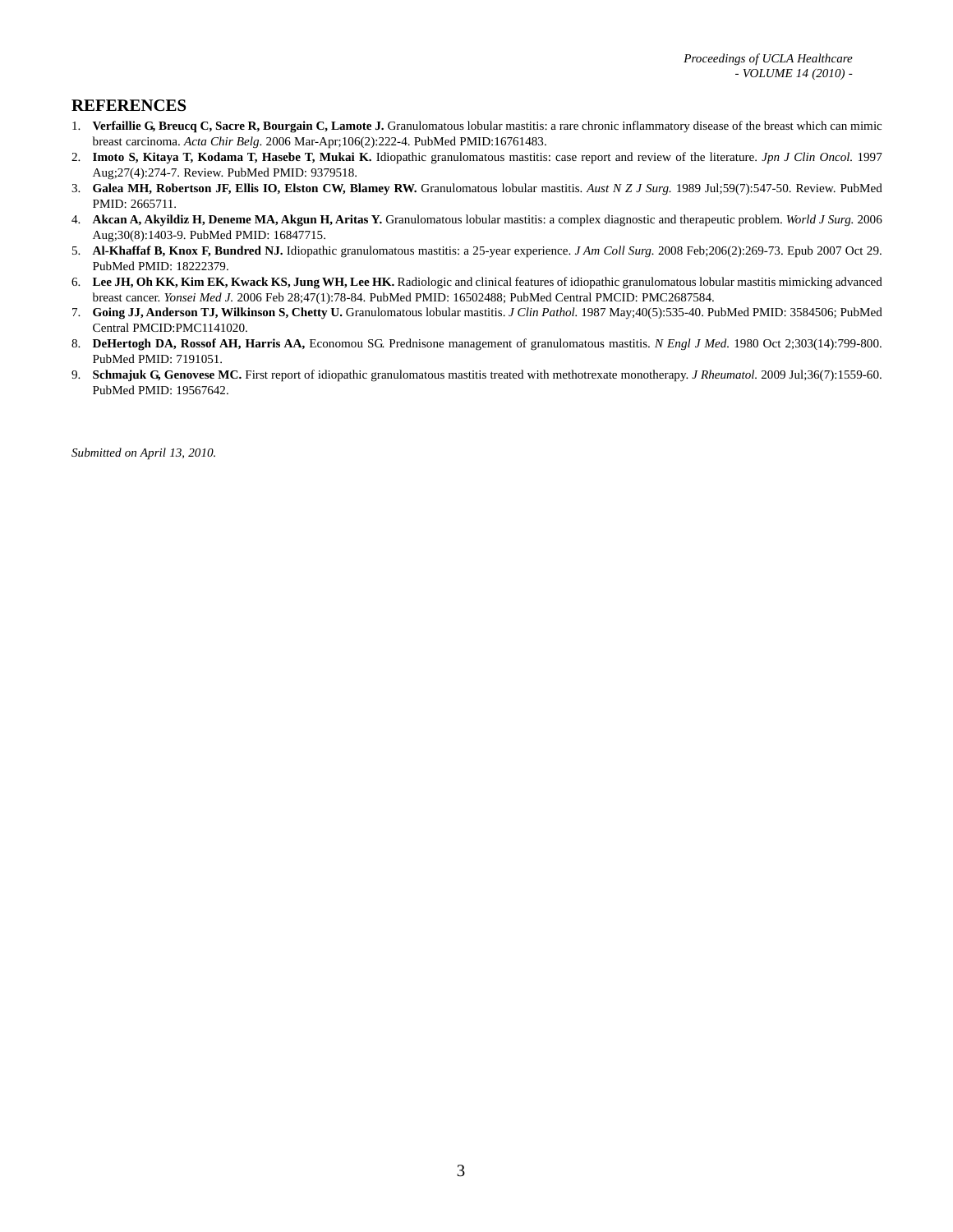## REFERENCES

1. **Verfaillie G, Breucq C, Sacre R, Bourgain C, Lamote J.** Granulomatous lobular mastitis: a rare chronic inflammatory disease of the breast which can mimic breast carcinoma. *Acta Chir Belg*. 2006 Mar-Apr;106(2):222-4. PubMed PMID:16761483.
2. **Imoto S, Kitaya T, Kodama T, Hasebe T, Mukai K.** Idiopathic granulomatous mastitis: case report and review of the literature. *Jpn J Clin Oncol.* 1997 Aug;27(4):274-7. Review. PubMed PMID: 9379518.
3. **Galea MH, Robertson JF, Ellis IO, Elston CW, Blamey RW.** Granulomatous lobular mastitis. *Aust N Z J Surg.* 1989 Jul;59(7):547-50. Review. PubMed PMID: 2665711.
4. **Akcan A, Akyildiz H, Deneme MA, Akgun H, Aritas Y.** Granulomatous lobular mastitis: a complex diagnostic and therapeutic problem. *World J Surg.* 2006 Aug;30(8):1403-9. PubMed PMID: 16847715.
5. **Al-Khaffaf B, Knox F, Bundred NJ.** Idiopathic granulomatous mastitis: a 25-year experience. *J Am Coll Surg.* 2008 Feb;206(2):269-73. Epub 2007 Oct 29. PubMed PMID: 18222379.
6. **Lee JH, Oh KK, Kim EK, Kwack KS, Jung WH, Lee HK.** Radiologic and clinical features of idiopathic granulomatous lobular mastitis mimicking advanced breast cancer. *Yonsei Med J.* 2006 Feb 28;47(1):78-84. PubMed PMID: 16502488; PubMed Central PMCID: PMC2687584.
7. **Going JJ, Anderson TJ, Wilkinson S, Chetty U.** Granulomatous lobular mastitis. *J Clin Pathol.* 1987 May;40(5):535-40. PubMed PMID: 3584506; PubMed Central PMCID:PMC1141020.
8. **DeHertogh DA, Rossof AH, Harris AA,** Economou SG. Prednisone management of granulomatous mastitis. *N Engl J Med.* 1980 Oct 2;303(14):799-800. PubMed PMID: 7191051.
9. **Schmajuk G, Genovese MC.** First report of idiopathic granulomatous mastitis treated with methotrexate monotherapy. *J Rheumatol.* 2009 Jul;36(7):1559-60. PubMed PMID: 19567642.

*Submitted on April 13, 2010.*